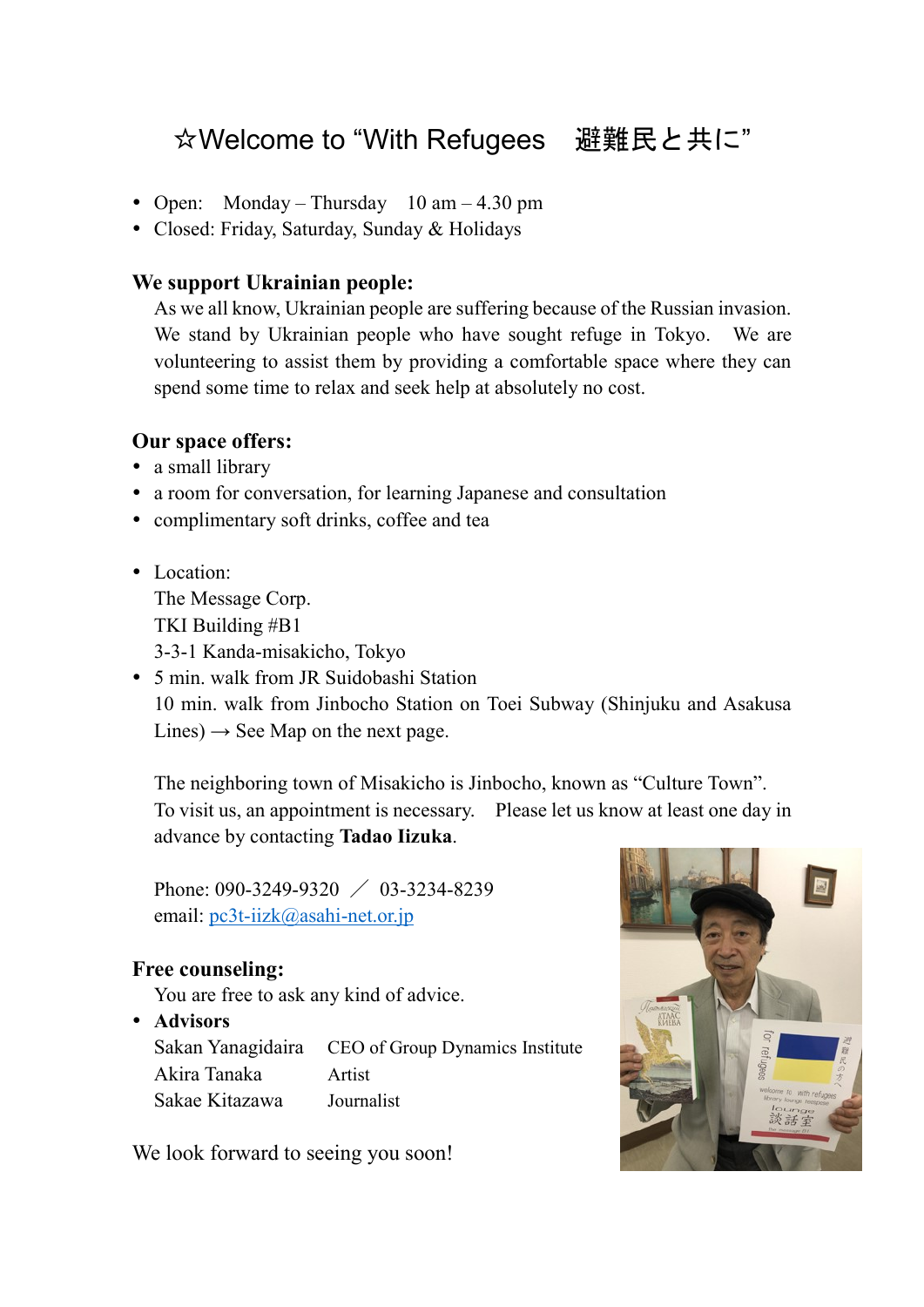# ☆Welcome to "With Refugees　避難民と共に"

- Open:　Monday – Thursday　10 am – 4.30 pm
- Closed: Friday, Saturday, Sunday & Holidays

**We support Ukrainian people:**

As we all know, Ukrainian people are suffering because of the Russian invasion. We stand by Ukrainian people who have sought refuge in Tokyo.　We are volunteering to assist them by providing a comfortable space where they can spend some time to relax and seek help at absolutely no cost.

**Our space offers:**

- a small library
- a room for conversation, for learning Japanese and consultation
- complimentary soft drinks, coffee and tea

- Location:
  The Message Corp.
  TKI Building #B1
  3-3-1 Kanda-misakicho, Tokyo
- 5 min. walk from JR Suidobashi Station
  10 min. walk from Jinbocho Station on Toei Subway (Shinjuku and Asakusa Lines) → See Map on the next page.

The neighboring town of Misakicho is Jinbocho, known as "Culture Town".
To visit us, an appointment is necessary.　Please let us know at least one day in advance by contacting **Tadao Iizuka**.

Phone: 090-3249-9320　／　03-3234-8239
email: pc3t-iizk@asahi-net.or.jp

**Free counseling:**

You are free to ask any kind of advice.

- **Advisors**

| | |
|---|---|
| Sakan Yanagidaira | CEO of Group Dynamics Institute |
| Akira Tanaka | Artist |
| Sakae Kitazawa | Journalist |

We look forward to seeing you soon!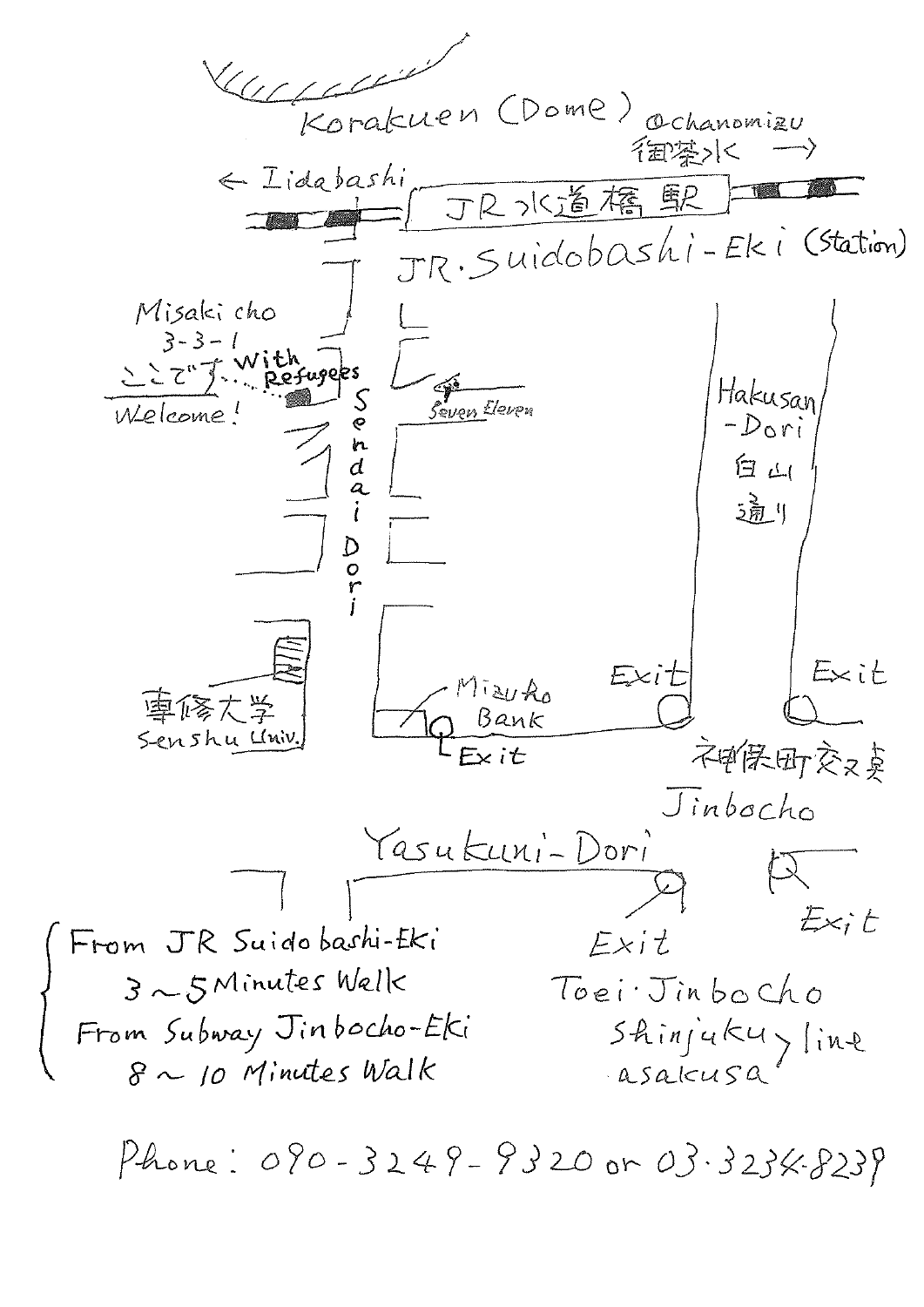Korakuen (Dome)

Ochanomizu
御茶水 →

← Iidabashi

JR水道橋駅

JR・Suidobashi-Eki (Station)

Misaki cho
3-3-1
ここです…
Welcome!

With Refugees

Seven Eleven

Sendai Dori

Hakusan-Dori
白山通り

専修大学
Senshu Univ.

Mizuho Bank

Exit

Exit

Exit

神保町交差点
Jinbocho

Yasukuni-Dori

Exit

Exit

From JR Suidobashi-Eki
3～5 Minutes Walk
From Subway Jinbocho-Eki
8～10 Minutes Walk

Toei・Jinbocho
Shinjuku
asakusa
line

Phone: 090-3249-9320 or 03-3234-8239